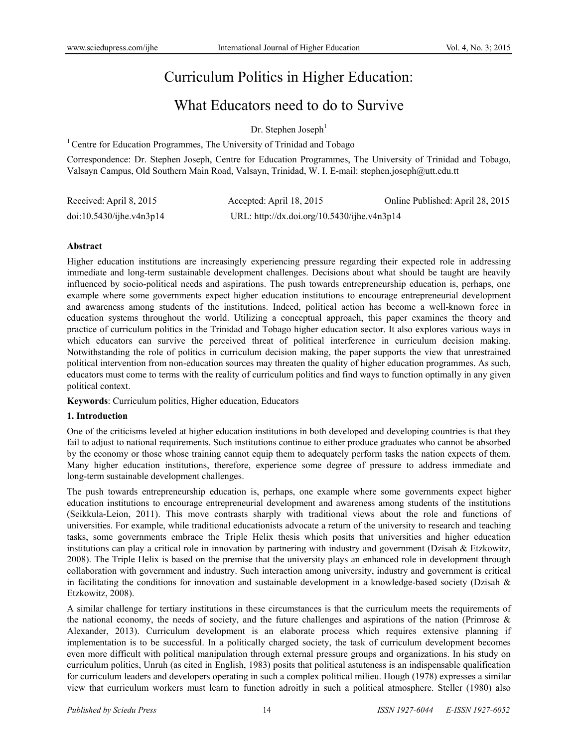# Curriculum Politics in Higher Education: What Educators need to do to Survive

Dr. Stephen Joseph[1]

[1] Centre for Education Programmes, The University of Trinidad and Tobago

Correspondence: Dr. Stephen Joseph, Centre for Education Programmes, The University of Trinidad and Tobago, Valsayn Campus, Old Southern Main Road, Valsayn, Trinidad, W. I. E-mail: stephen.joseph@utt.edu.tt

Received: April 8, 2015 Accepted: April 18, 2015 Online Published: April 28, 2015

doi:10.5430/ijhe.v4n3p14 URL: http://dx.doi.org/10.5430/ijhe.v4n3p14

**Abstract**

Higher education institutions are increasingly experiencing pressure regarding their expected role in addressing immediate and long-term sustainable development challenges. Decisions about what should be taught are heavily influenced by socio-political needs and aspirations. The push towards entrepreneurship education is, perhaps, one example where some governments expect higher education institutions to encourage entrepreneurial development and awareness among students of the institutions. Indeed, political action has become a well-known force in education systems throughout the world. Utilizing a conceptual approach, this paper examines the theory and practice of curriculum politics in the Trinidad and Tobago higher education sector. It also explores various ways in which educators can survive the perceived threat of political interference in curriculum decision making. Notwithstanding the role of politics in curriculum decision making, the paper supports the view that unrestrained political intervention from non-education sources may threaten the quality of higher education programmes. As such, educators must come to terms with the reality of curriculum politics and find ways to function optimally in any given political context.

**Keywords**: Curriculum politics, Higher education, Educators

## 1. Introduction

One of the criticisms leveled at higher education institutions in both developed and developing countries is that they fail to adjust to national requirements. Such institutions continue to either produce graduates who cannot be absorbed by the economy or those whose training cannot equip them to adequately perform tasks the nation expects of them. Many higher education institutions, therefore, experience some degree of pressure to address immediate and long-term sustainable development challenges.

The push towards entrepreneurship education is, perhaps, one example where some governments expect higher education institutions to encourage entrepreneurial development and awareness among students of the institutions (Seikkula-Leion, 2011). This move contrasts sharply with traditional views about the role and functions of universities. For example, while traditional educationists advocate a return of the university to research and teaching tasks, some governments embrace the Triple Helix thesis which posits that universities and higher education institutions can play a critical role in innovation by partnering with industry and government (Dzisah & Etzkowitz, 2008). The Triple Helix is based on the premise that the university plays an enhanced role in development through collaboration with government and industry. Such interaction among university, industry and government is critical in facilitating the conditions for innovation and sustainable development in a knowledge-based society (Dzisah & Etzkowitz, 2008).

A similar challenge for tertiary institutions in these circumstances is that the curriculum meets the requirements of the national economy, the needs of society, and the future challenges and aspirations of the nation (Primrose & Alexander, 2013). Curriculum development is an elaborate process which requires extensive planning if implementation is to be successful. In a politically charged society, the task of curriculum development becomes even more difficult with political manipulation through external pressure groups and organizations. In his study on curriculum politics, Unruh (as cited in English, 1983) posits that political astuteness is an indispensable qualification for curriculum leaders and developers operating in such a complex political milieu. Hough (1978) expresses a similar view that curriculum workers must learn to function adroitly in such a political atmosphere. Steller (1980) also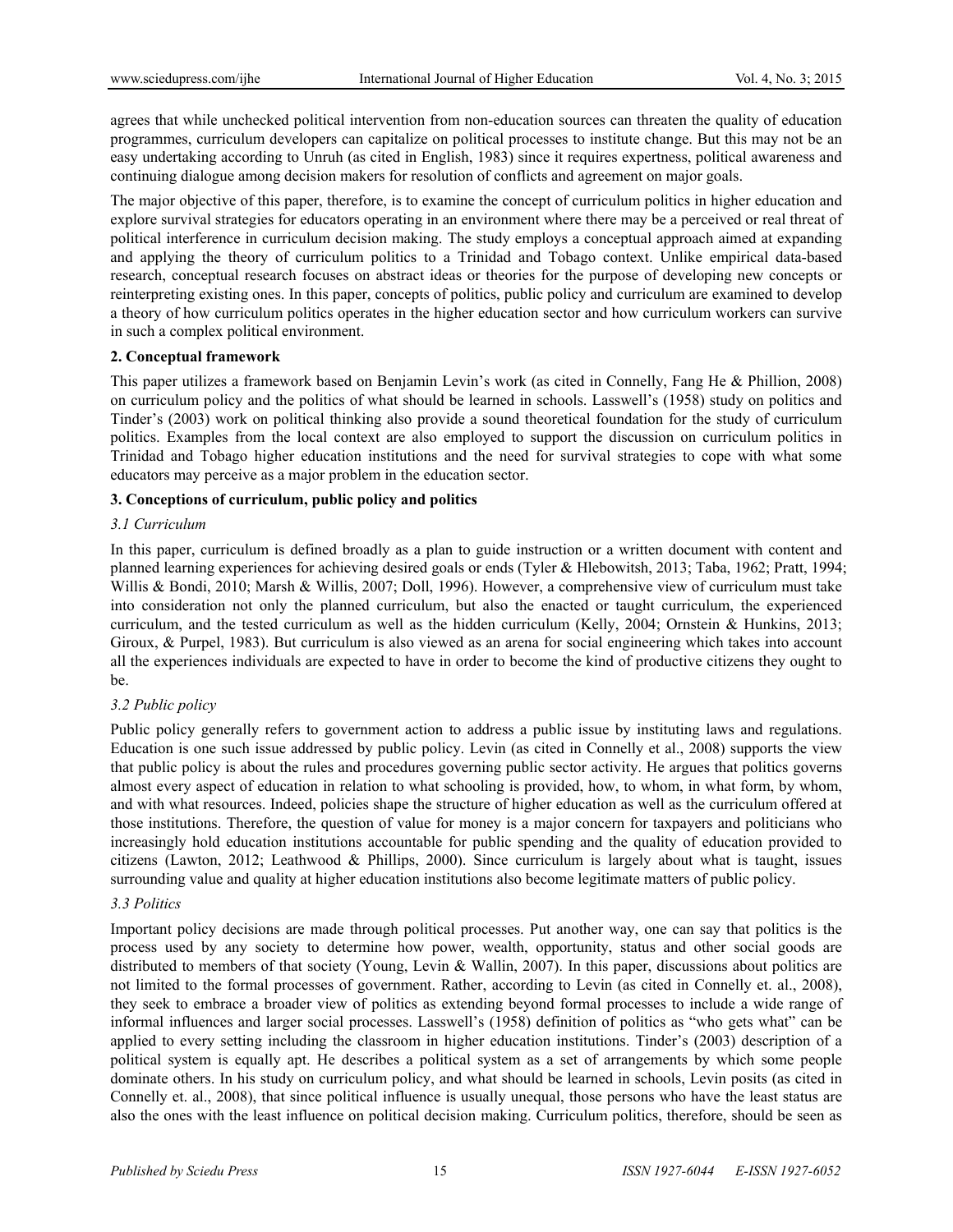agrees that while unchecked political intervention from non-education sources can threaten the quality of education programmes, curriculum developers can capitalize on political processes to institute change. But this may not be an easy undertaking according to Unruh (as cited in English, 1983) since it requires expertness, political awareness and continuing dialogue among decision makers for resolution of conflicts and agreement on major goals.

The major objective of this paper, therefore, is to examine the concept of curriculum politics in higher education and explore survival strategies for educators operating in an environment where there may be a perceived or real threat of political interference in curriculum decision making. The study employs a conceptual approach aimed at expanding and applying the theory of curriculum politics to a Trinidad and Tobago context. Unlike empirical data-based research, conceptual research focuses on abstract ideas or theories for the purpose of developing new concepts or reinterpreting existing ones. In this paper, concepts of politics, public policy and curriculum are examined to develop a theory of how curriculum politics operates in the higher education sector and how curriculum workers can survive in such a complex political environment.

## 2. Conceptual framework

This paper utilizes a framework based on Benjamin Levin's work (as cited in Connelly, Fang He & Phillion, 2008) on curriculum policy and the politics of what should be learned in schools. Lasswell's (1958) study on politics and Tinder's (2003) work on political thinking also provide a sound theoretical foundation for the study of curriculum politics. Examples from the local context are also employed to support the discussion on curriculum politics in Trinidad and Tobago higher education institutions and the need for survival strategies to cope with what some educators may perceive as a major problem in the education sector.

## 3. Conceptions of curriculum, public policy and politics

### *3.1 Curriculum*

In this paper, curriculum is defined broadly as a plan to guide instruction or a written document with content and planned learning experiences for achieving desired goals or ends (Tyler & Hlebowitsh, 2013; Taba, 1962; Pratt, 1994; Willis & Bondi, 2010; Marsh & Willis, 2007; Doll, 1996). However, a comprehensive view of curriculum must take into consideration not only the planned curriculum, but also the enacted or taught curriculum, the experienced curriculum, and the tested curriculum as well as the hidden curriculum (Kelly, 2004; Ornstein & Hunkins, 2013; Giroux, & Purpel, 1983). But curriculum is also viewed as an arena for social engineering which takes into account all the experiences individuals are expected to have in order to become the kind of productive citizens they ought to be.

### *3.2 Public policy*

Public policy generally refers to government action to address a public issue by instituting laws and regulations. Education is one such issue addressed by public policy. Levin (as cited in Connelly et al., 2008) supports the view that public policy is about the rules and procedures governing public sector activity. He argues that politics governs almost every aspect of education in relation to what schooling is provided, how, to whom, in what form, by whom, and with what resources. Indeed, policies shape the structure of higher education as well as the curriculum offered at those institutions. Therefore, the question of value for money is a major concern for taxpayers and politicians who increasingly hold education institutions accountable for public spending and the quality of education provided to citizens (Lawton, 2012; Leathwood & Phillips, 2000). Since curriculum is largely about what is taught, issues surrounding value and quality at higher education institutions also become legitimate matters of public policy.

### *3.3 Politics*

Important policy decisions are made through political processes. Put another way, one can say that politics is the process used by any society to determine how power, wealth, opportunity, status and other social goods are distributed to members of that society (Young, Levin & Wallin, 2007). In this paper, discussions about politics are not limited to the formal processes of government. Rather, according to Levin (as cited in Connelly et. al., 2008), they seek to embrace a broader view of politics as extending beyond formal processes to include a wide range of informal influences and larger social processes. Lasswell's (1958) definition of politics as "who gets what" can be applied to every setting including the classroom in higher education institutions. Tinder's (2003) description of a political system is equally apt. He describes a political system as a set of arrangements by which some people dominate others. In his study on curriculum policy, and what should be learned in schools, Levin posits (as cited in Connelly et. al., 2008), that since political influence is usually unequal, those persons who have the least status are also the ones with the least influence on political decision making. Curriculum politics, therefore, should be seen as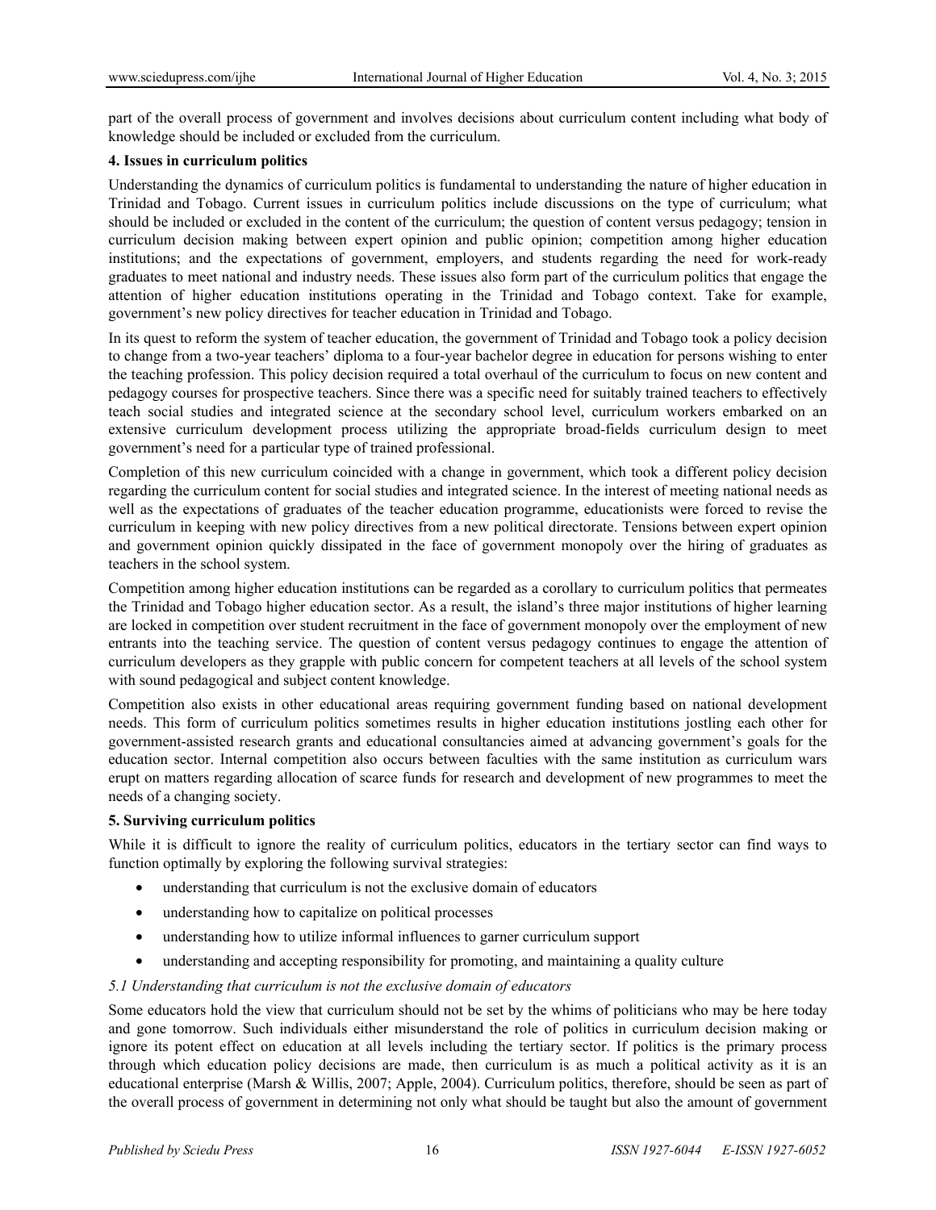part of the overall process of government and involves decisions about curriculum content including what body of knowledge should be included or excluded from the curriculum.

## 4. Issues in curriculum politics

Understanding the dynamics of curriculum politics is fundamental to understanding the nature of higher education in Trinidad and Tobago. Current issues in curriculum politics include discussions on the type of curriculum; what should be included or excluded in the content of the curriculum; the question of content versus pedagogy; tension in curriculum decision making between expert opinion and public opinion; competition among higher education institutions; and the expectations of government, employers, and students regarding the need for work-ready graduates to meet national and industry needs. These issues also form part of the curriculum politics that engage the attention of higher education institutions operating in the Trinidad and Tobago context. Take for example, government's new policy directives for teacher education in Trinidad and Tobago.

In its quest to reform the system of teacher education, the government of Trinidad and Tobago took a policy decision to change from a two-year teachers' diploma to a four-year bachelor degree in education for persons wishing to enter the teaching profession. This policy decision required a total overhaul of the curriculum to focus on new content and pedagogy courses for prospective teachers. Since there was a specific need for suitably trained teachers to effectively teach social studies and integrated science at the secondary school level, curriculum workers embarked on an extensive curriculum development process utilizing the appropriate broad-fields curriculum design to meet government's need for a particular type of trained professional.

Completion of this new curriculum coincided with a change in government, which took a different policy decision regarding the curriculum content for social studies and integrated science. In the interest of meeting national needs as well as the expectations of graduates of the teacher education programme, educationists were forced to revise the curriculum in keeping with new policy directives from a new political directorate. Tensions between expert opinion and government opinion quickly dissipated in the face of government monopoly over the hiring of graduates as teachers in the school system.

Competition among higher education institutions can be regarded as a corollary to curriculum politics that permeates the Trinidad and Tobago higher education sector. As a result, the island's three major institutions of higher learning are locked in competition over student recruitment in the face of government monopoly over the employment of new entrants into the teaching service. The question of content versus pedagogy continues to engage the attention of curriculum developers as they grapple with public concern for competent teachers at all levels of the school system with sound pedagogical and subject content knowledge.

Competition also exists in other educational areas requiring government funding based on national development needs. This form of curriculum politics sometimes results in higher education institutions jostling each other for government-assisted research grants and educational consultancies aimed at advancing government's goals for the education sector. Internal competition also occurs between faculties with the same institution as curriculum wars erupt on matters regarding allocation of scarce funds for research and development of new programmes to meet the needs of a changing society.

## 5. Surviving curriculum politics

While it is difficult to ignore the reality of curriculum politics, educators in the tertiary sector can find ways to function optimally by exploring the following survival strategies:

- understanding that curriculum is not the exclusive domain of educators
- understanding how to capitalize on political processes
- understanding how to utilize informal influences to garner curriculum support
- understanding and accepting responsibility for promoting, and maintaining a quality culture

### *5.1 Understanding that curriculum is not the exclusive domain of educators*

Some educators hold the view that curriculum should not be set by the whims of politicians who may be here today and gone tomorrow. Such individuals either misunderstand the role of politics in curriculum decision making or ignore its potent effect on education at all levels including the tertiary sector. If politics is the primary process through which education policy decisions are made, then curriculum is as much a political activity as it is an educational enterprise (Marsh & Willis, 2007; Apple, 2004). Curriculum politics, therefore, should be seen as part of the overall process of government in determining not only what should be taught but also the amount of government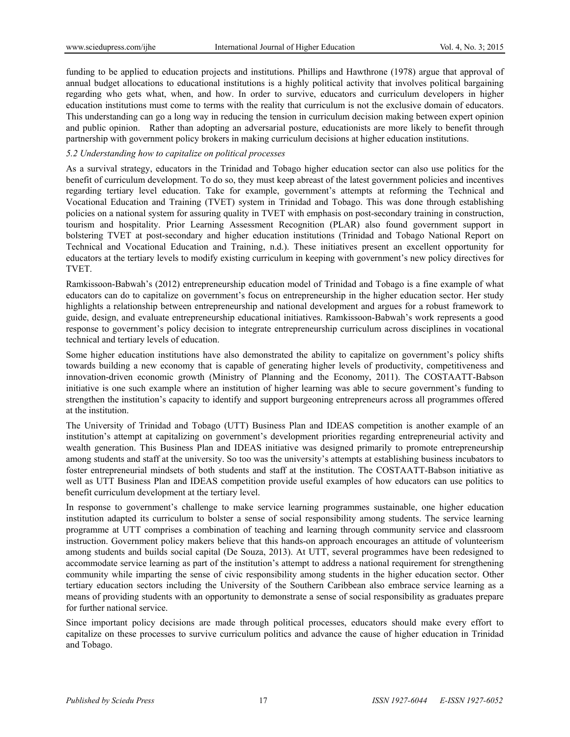funding to be applied to education projects and institutions. Phillips and Hawthrone (1978) argue that approval of annual budget allocations to educational institutions is a highly political activity that involves political bargaining regarding who gets what, when, and how. In order to survive, educators and curriculum developers in higher education institutions must come to terms with the reality that curriculum is not the exclusive domain of educators. This understanding can go a long way in reducing the tension in curriculum decision making between expert opinion and public opinion. Rather than adopting an adversarial posture, educationists are more likely to benefit through partnership with government policy brokers in making curriculum decisions at higher education institutions.

### *5.2 Understanding how to capitalize on political processes*

As a survival strategy, educators in the Trinidad and Tobago higher education sector can also use politics for the benefit of curriculum development. To do so, they must keep abreast of the latest government policies and incentives regarding tertiary level education. Take for example, government's attempts at reforming the Technical and Vocational Education and Training (TVET) system in Trinidad and Tobago. This was done through establishing policies on a national system for assuring quality in TVET with emphasis on post-secondary training in construction, tourism and hospitality. Prior Learning Assessment Recognition (PLAR) also found government support in bolstering TVET at post-secondary and higher education institutions (Trinidad and Tobago National Report on Technical and Vocational Education and Training, n.d.). These initiatives present an excellent opportunity for educators at the tertiary levels to modify existing curriculum in keeping with government's new policy directives for TVET.

Ramkissoon-Babwah's (2012) entrepreneurship education model of Trinidad and Tobago is a fine example of what educators can do to capitalize on government's focus on entrepreneurship in the higher education sector. Her study highlights a relationship between entrepreneurship and national development and argues for a robust framework to guide, design, and evaluate entrepreneurship educational initiatives. Ramkissoon-Babwah's work represents a good response to government's policy decision to integrate entrepreneurship curriculum across disciplines in vocational technical and tertiary levels of education.

Some higher education institutions have also demonstrated the ability to capitalize on government's policy shifts towards building a new economy that is capable of generating higher levels of productivity, competitiveness and innovation-driven economic growth (Ministry of Planning and the Economy, 2011). The COSTAATT-Babson initiative is one such example where an institution of higher learning was able to secure government's funding to strengthen the institution's capacity to identify and support burgeoning entrepreneurs across all programmes offered at the institution.

The University of Trinidad and Tobago (UTT) Business Plan and IDEAS competition is another example of an institution's attempt at capitalizing on government's development priorities regarding entrepreneurial activity and wealth generation. This Business Plan and IDEAS initiative was designed primarily to promote entrepreneurship among students and staff at the university. So too was the university's attempts at establishing business incubators to foster entrepreneurial mindsets of both students and staff at the institution. The COSTAATT-Babson initiative as well as UTT Business Plan and IDEAS competition provide useful examples of how educators can use politics to benefit curriculum development at the tertiary level.

In response to government's challenge to make service learning programmes sustainable, one higher education institution adapted its curriculum to bolster a sense of social responsibility among students. The service learning programme at UTT comprises a combination of teaching and learning through community service and classroom instruction. Government policy makers believe that this hands-on approach encourages an attitude of volunteerism among students and builds social capital (De Souza, 2013). At UTT, several programmes have been redesigned to accommodate service learning as part of the institution's attempt to address a national requirement for strengthening community while imparting the sense of civic responsibility among students in the higher education sector. Other tertiary education sectors including the University of the Southern Caribbean also embrace service learning as a means of providing students with an opportunity to demonstrate a sense of social responsibility as graduates prepare for further national service.

Since important policy decisions are made through political processes, educators should make every effort to capitalize on these processes to survive curriculum politics and advance the cause of higher education in Trinidad and Tobago.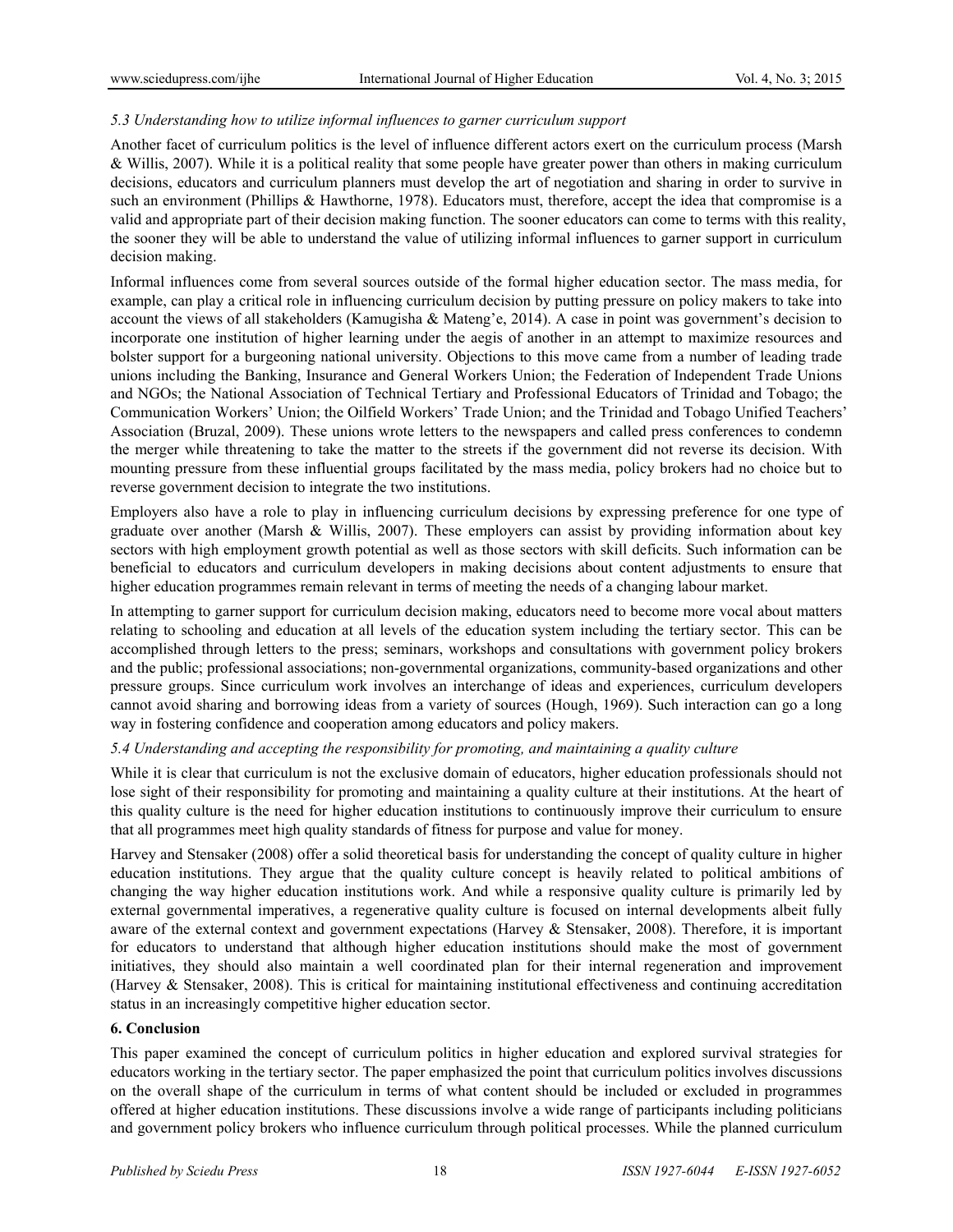### *5.3 Understanding how to utilize informal influences to garner curriculum support*

Another facet of curriculum politics is the level of influence different actors exert on the curriculum process (Marsh & Willis, 2007). While it is a political reality that some people have greater power than others in making curriculum decisions, educators and curriculum planners must develop the art of negotiation and sharing in order to survive in such an environment (Phillips & Hawthorne, 1978). Educators must, therefore, accept the idea that compromise is a valid and appropriate part of their decision making function. The sooner educators can come to terms with this reality, the sooner they will be able to understand the value of utilizing informal influences to garner support in curriculum decision making.

Informal influences come from several sources outside of the formal higher education sector. The mass media, for example, can play a critical role in influencing curriculum decision by putting pressure on policy makers to take into account the views of all stakeholders (Kamugisha & Mateng'e, 2014). A case in point was government's decision to incorporate one institution of higher learning under the aegis of another in an attempt to maximize resources and bolster support for a burgeoning national university. Objections to this move came from a number of leading trade unions including the Banking, Insurance and General Workers Union; the Federation of Independent Trade Unions and NGOs; the National Association of Technical Tertiary and Professional Educators of Trinidad and Tobago; the Communication Workers' Union; the Oilfield Workers' Trade Union; and the Trinidad and Tobago Unified Teachers' Association (Bruzal, 2009). These unions wrote letters to the newspapers and called press conferences to condemn the merger while threatening to take the matter to the streets if the government did not reverse its decision. With mounting pressure from these influential groups facilitated by the mass media, policy brokers had no choice but to reverse government decision to integrate the two institutions.

Employers also have a role to play in influencing curriculum decisions by expressing preference for one type of graduate over another (Marsh & Willis, 2007). These employers can assist by providing information about key sectors with high employment growth potential as well as those sectors with skill deficits. Such information can be beneficial to educators and curriculum developers in making decisions about content adjustments to ensure that higher education programmes remain relevant in terms of meeting the needs of a changing labour market.

In attempting to garner support for curriculum decision making, educators need to become more vocal about matters relating to schooling and education at all levels of the education system including the tertiary sector. This can be accomplished through letters to the press; seminars, workshops and consultations with government policy brokers and the public; professional associations; non-governmental organizations, community-based organizations and other pressure groups. Since curriculum work involves an interchange of ideas and experiences, curriculum developers cannot avoid sharing and borrowing ideas from a variety of sources (Hough, 1969). Such interaction can go a long way in fostering confidence and cooperation among educators and policy makers.

### *5.4 Understanding and accepting the responsibility for promoting, and maintaining a quality culture*

While it is clear that curriculum is not the exclusive domain of educators, higher education professionals should not lose sight of their responsibility for promoting and maintaining a quality culture at their institutions. At the heart of this quality culture is the need for higher education institutions to continuously improve their curriculum to ensure that all programmes meet high quality standards of fitness for purpose and value for money.

Harvey and Stensaker (2008) offer a solid theoretical basis for understanding the concept of quality culture in higher education institutions. They argue that the quality culture concept is heavily related to political ambitions of changing the way higher education institutions work. And while a responsive quality culture is primarily led by external governmental imperatives, a regenerative quality culture is focused on internal developments albeit fully aware of the external context and government expectations (Harvey & Stensaker, 2008). Therefore, it is important for educators to understand that although higher education institutions should make the most of government initiatives, they should also maintain a well coordinated plan for their internal regeneration and improvement (Harvey & Stensaker, 2008). This is critical for maintaining institutional effectiveness and continuing accreditation status in an increasingly competitive higher education sector.

## 6. Conclusion

This paper examined the concept of curriculum politics in higher education and explored survival strategies for educators working in the tertiary sector. The paper emphasized the point that curriculum politics involves discussions on the overall shape of the curriculum in terms of what content should be included or excluded in programmes offered at higher education institutions. These discussions involve a wide range of participants including politicians and government policy brokers who influence curriculum through political processes. While the planned curriculum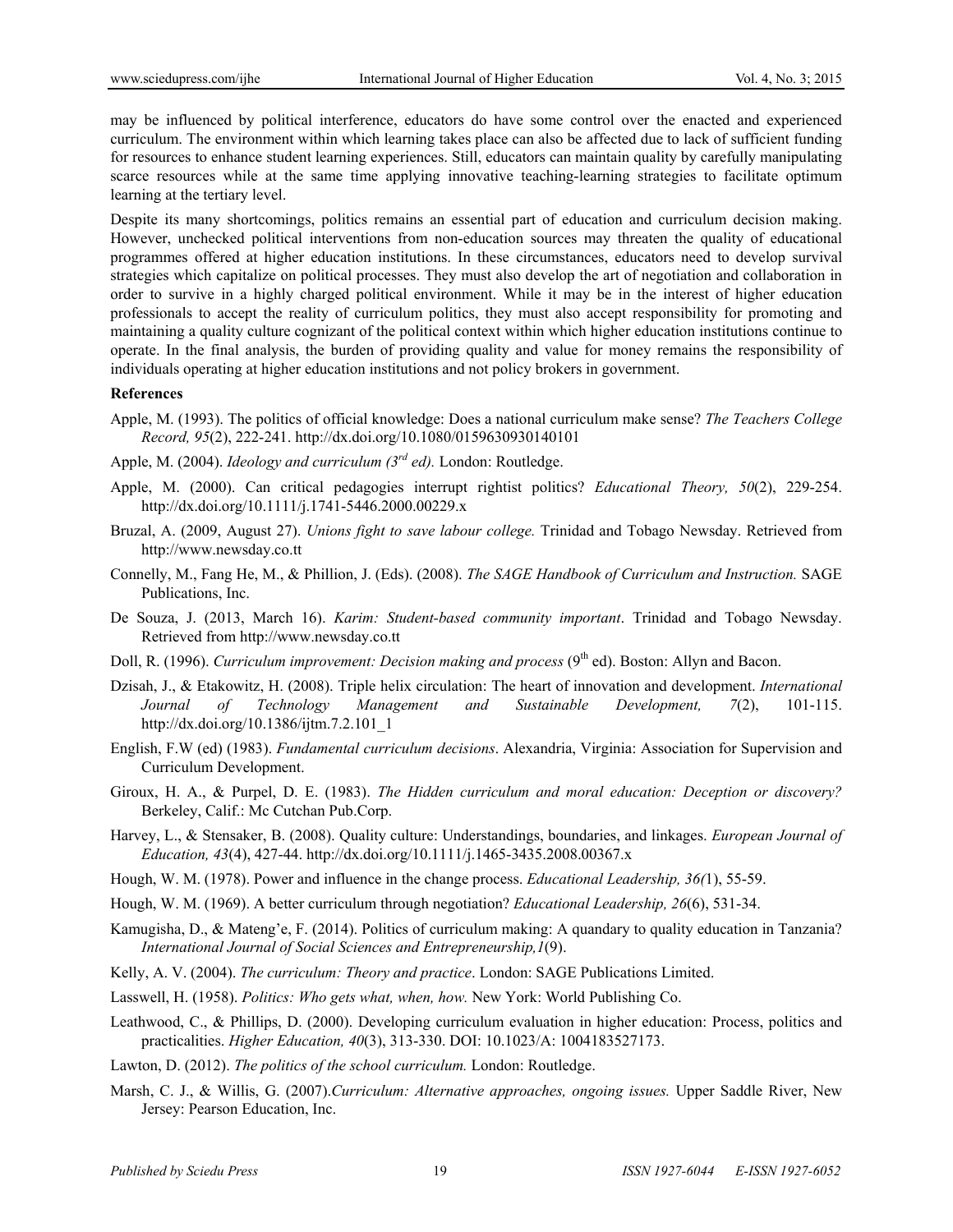may be influenced by political interference, educators do have some control over the enacted and experienced curriculum. The environment within which learning takes place can also be affected due to lack of sufficient funding for resources to enhance student learning experiences. Still, educators can maintain quality by carefully manipulating scarce resources while at the same time applying innovative teaching-learning strategies to facilitate optimum learning at the tertiary level.

Despite its many shortcomings, politics remains an essential part of education and curriculum decision making. However, unchecked political interventions from non-education sources may threaten the quality of educational programmes offered at higher education institutions. In these circumstances, educators need to develop survival strategies which capitalize on political processes. They must also develop the art of negotiation and collaboration in order to survive in a highly charged political environment. While it may be in the interest of higher education professionals to accept the reality of curriculum politics, they must also accept responsibility for promoting and maintaining a quality culture cognizant of the political context within which higher education institutions continue to operate. In the final analysis, the burden of providing quality and value for money remains the responsibility of individuals operating at higher education institutions and not policy brokers in government.

**References**

Apple, M. (1993). The politics of official knowledge: Does a national curriculum make sense? *The Teachers College Record, 95*(2), 222-241. http://dx.doi.org/10.1080/0159630930140101

Apple, M. (2004). *Ideology and curriculum (3rd ed).* London: Routledge.

Apple, M. (2000). Can critical pedagogies interrupt rightist politics? *Educational Theory, 50*(2), 229-254. http://dx.doi.org/10.1111/j.1741-5446.2000.00229.x

Bruzal, A. (2009, August 27). *Unions fight to save labour college.* Trinidad and Tobago Newsday. Retrieved from http://www.newsday.co.tt

Connelly, M., Fang He, M., & Phillion, J. (Eds). (2008). *The SAGE Handbook of Curriculum and Instruction.* SAGE Publications, Inc.

De Souza, J. (2013, March 16). *Karim: Student-based community important*. Trinidad and Tobago Newsday. Retrieved from http://www.newsday.co.tt

Doll, R. (1996). *Curriculum improvement: Decision making and process* (9th ed). Boston: Allyn and Bacon.

Dzisah, J., & Etakowitz, H. (2008). Triple helix circulation: The heart of innovation and development. *International Journal of Technology Management and Sustainable Development, 7*(2), 101-115. http://dx.doi.org/10.1386/ijtm.7.2.101_1

English, F.W (ed) (1983). *Fundamental curriculum decisions*. Alexandria, Virginia: Association for Supervision and Curriculum Development.

Giroux, H. A., & Purpel, D. E. (1983). *The Hidden curriculum and moral education: Deception or discovery?* Berkeley, Calif.: Mc Cutchan Pub.Corp.

Harvey, L., & Stensaker, B. (2008). Quality culture: Understandings, boundaries, and linkages. *European Journal of Education, 43*(4), 427-44. http://dx.doi.org/10.1111/j.1465-3435.2008.00367.x

Hough, W. M. (1978). Power and influence in the change process. *Educational Leadership, 36(*1), 55-59.

Hough, W. M. (1969). A better curriculum through negotiation? *Educational Leadership, 26*(6), 531-34.

Kamugisha, D., & Mateng'e, F. (2014). Politics of curriculum making: A quandary to quality education in Tanzania? *International Journal of Social Sciences and Entrepreneurship,1*(9).

Kelly, A. V. (2004). *The curriculum: Theory and practice*. London: SAGE Publications Limited.

Lasswell, H. (1958). *Politics: Who gets what, when, how.* New York: World Publishing Co.

Leathwood, C., & Phillips, D. (2000). Developing curriculum evaluation in higher education: Process, politics and practicalities. *Higher Education, 40*(3), 313-330. DOI: 10.1023/A: 1004183527173.

Lawton, D. (2012). *The politics of the school curriculum.* London: Routledge.

Marsh, C. J., & Willis, G. (2007).*Curriculum: Alternative approaches, ongoing issues.* Upper Saddle River, New Jersey: Pearson Education, Inc.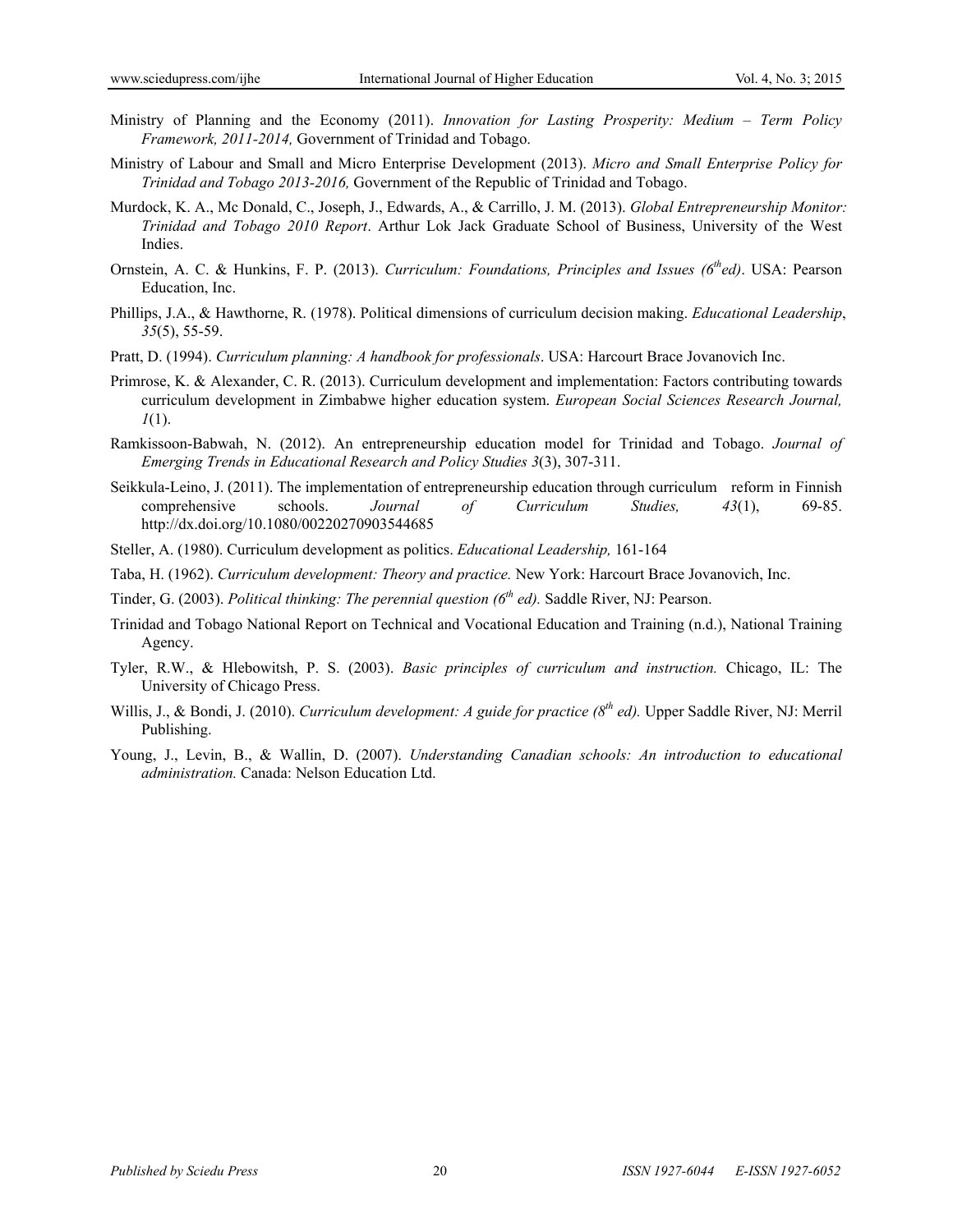Ministry of Planning and the Economy (2011). *Innovation for Lasting Prosperity: Medium – Term Policy Framework, 2011-2014,* Government of Trinidad and Tobago.

Ministry of Labour and Small and Micro Enterprise Development (2013). *Micro and Small Enterprise Policy for Trinidad and Tobago 2013-2016,* Government of the Republic of Trinidad and Tobago.

Murdock, K. A., Mc Donald, C., Joseph, J., Edwards, A., & Carrillo, J. M. (2013). *Global Entrepreneurship Monitor: Trinidad and Tobago 2010 Report*. Arthur Lok Jack Graduate School of Business, University of the West Indies.

Ornstein, A. C. & Hunkins, F. P. (2013). *Curriculum: Foundations, Principles and Issues (6th ed)*. USA: Pearson Education, Inc.

Phillips, J.A., & Hawthorne, R. (1978). Political dimensions of curriculum decision making. *Educational Leadership*, *35*(5), 55-59.

Pratt, D. (1994). *Curriculum planning: A handbook for professionals*. USA: Harcourt Brace Jovanovich Inc.

Primrose, K. & Alexander, C. R. (2013). Curriculum development and implementation: Factors contributing towards curriculum development in Zimbabwe higher education system. *European Social Sciences Research Journal, 1*(1).

Ramkissoon-Babwah, N. (2012). An entrepreneurship education model for Trinidad and Tobago. *Journal of Emerging Trends in Educational Research and Policy Studies 3*(3), 307-311.

Seikkula-Leino, J. (2011). The implementation of entrepreneurship education through curriculum reform in Finnish comprehensive schools. *Journal of Curriculum Studies, 43*(1), 69-85. http://dx.doi.org/10.1080/00220270903544685

Steller, A. (1980). Curriculum development as politics. *Educational Leadership,* 161-164

Taba, H. (1962). *Curriculum development: Theory and practice.* New York: Harcourt Brace Jovanovich, Inc.

Tinder, G. (2003). *Political thinking: The perennial question (6th ed).* Saddle River, NJ: Pearson.

Trinidad and Tobago National Report on Technical and Vocational Education and Training (n.d.), National Training Agency.

Tyler, R.W., & Hlebowitsh, P. S. (2003). *Basic principles of curriculum and instruction.* Chicago, IL: The University of Chicago Press.

Willis, J., & Bondi, J. (2010). *Curriculum development: A guide for practice (8th ed).* Upper Saddle River, NJ: Merril Publishing.

Young, J., Levin, B., & Wallin, D. (2007). *Understanding Canadian schools: An introduction to educational administration.* Canada: Nelson Education Ltd.